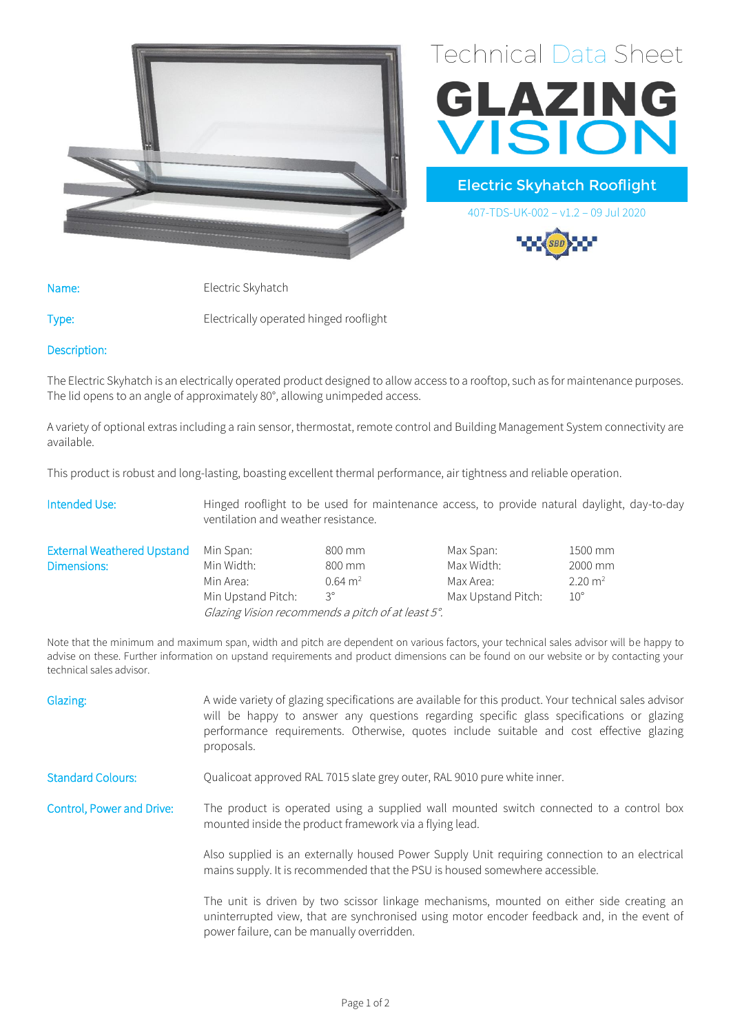# Technical Data Sheet

# GLAZING VISION

## Electric Skyhatch Rooflight

407-TDS-UK-002 – v1.2 – 09 Jul 2020

**Name:** Electric Skyhatch

**Type:** Electrically operated hinged rooflight

**Description:**

The Electric Skyhatch is an electrically operated product designed to allow access to a rooftop, such as for maintenance purposes. The lid opens to an angle of approximately 80°, allowing unimpeded access.

A variety of optional extras including a rain sensor, thermostat, remote control and Building Management System connectivity are available.

This product is robust and long-lasting, boasting excellent thermal performance, air tightness and reliable operation.

**Intended Use:** Hinged rooflight to be used for maintenance access, to provide natural daylight, day-to-day ventilation and weather resistance.

**External Weathered Upstand Dimensions:**

| | | | |
|---|---|---|---|
| Min Span: | 800 mm | Max Span: | 1500 mm |
| Min Width: | 800 mm | Max Width: | 2000 mm |
| Min Area: | 0.64 $m^2$ | Max Area: | 2.20 $m^2$ |
| Min Upstand Pitch: | 3° | Max Upstand Pitch: | 10° |

*Glazing Vision recommends a pitch of at least 5°.*

Note that the minimum and maximum span, width and pitch are dependent on various factors, your technical sales advisor will be happy to advise on these. Further information on upstand requirements and product dimensions can be found on our website or by contacting your technical sales advisor.

**Glazing:** A wide variety of glazing specifications are available for this product. Your technical sales advisor will be happy to answer any questions regarding specific glass specifications or glazing performance requirements. Otherwise, quotes include suitable and cost effective glazing proposals.

**Standard Colours:** Qualicoat approved RAL 7015 slate grey outer, RAL 9010 pure white inner.

**Control, Power and Drive:** The product is operated using a supplied wall mounted switch connected to a control box mounted inside the product framework via a flying lead.

Also supplied is an externally housed Power Supply Unit requiring connection to an electrical mains supply. It is recommended that the PSU is housed somewhere accessible.

The unit is driven by two scissor linkage mechanisms, mounted on either side creating an uninterrupted view, that are synchronised using motor encoder feedback and, in the event of power failure, can be manually overridden.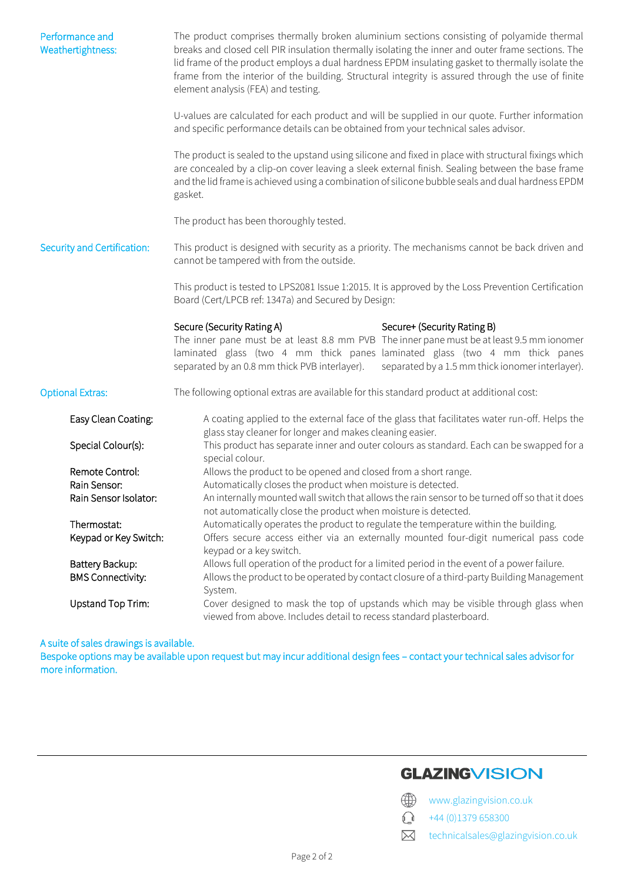**Performance and Weathertightness:**

The product comprises thermally broken aluminium sections consisting of polyamide thermal breaks and closed cell PIR insulation thermally isolating the inner and outer frame sections. The lid frame of the product employs a dual hardness EPDM insulating gasket to thermally isolate the frame from the interior of the building. Structural integrity is assured through the use of finite element analysis (FEA) and testing.

U-values are calculated for each product and will be supplied in our quote. Further information and specific performance details can be obtained from your technical sales advisor.

The product is sealed to the upstand using silicone and fixed in place with structural fixings which are concealed by a clip-on cover leaving a sleek external finish. Sealing between the base frame and the lid frame is achieved using a combination of silicone bubble seals and dual hardness EPDM gasket.

The product has been thoroughly tested.

**Security and Certification:**

This product is designed with security as a priority. The mechanisms cannot be back driven and cannot be tampered with from the outside.

This product is tested to LPS2081 Issue 1:2015. It is approved by the Loss Prevention Certification Board (Cert/LPCB ref: 1347a) and Secured by Design:

**Secure (Security Rating A)**
The inner pane must be at least 8.8 mm PVB laminated glass (two 4 mm thick panes separated by an 0.8 mm thick PVB interlayer).

**Secure+ (Security Rating B)**
The inner pane must be at least 9.5 mm ionomer laminated glass (two 4 mm thick panes separated by a 1.5 mm thick ionomer interlayer).

**Optional Extras:**

The following optional extras are available for this standard product at additional cost:

- **Easy Clean Coating:** A coating applied to the external face of the glass that facilitates water run-off. Helps the glass stay cleaner for longer and makes cleaning easier.
- **Special Colour(s):** This product has separate inner and outer colours as standard. Each can be swapped for a special colour.
- **Remote Control:** Allows the product to be opened and closed from a short range.
- **Rain Sensor:** Automatically closes the product when moisture is detected.
- **Rain Sensor Isolator:** An internally mounted wall switch that allows the rain sensor to be turned off so that it does not automatically close the product when moisture is detected.
- **Thermostat:** Automatically operates the product to regulate the temperature within the building.
- **Keypad or Key Switch:** Offers secure access either via an externally mounted four-digit numerical pass code keypad or a key switch.
- **Battery Backup:** Allows full operation of the product for a limited period in the event of a power failure.
- **BMS Connectivity:** Allows the product to be operated by contact closure of a third-party Building Management System.
- **Upstand Top Trim:** Cover designed to mask the top of upstands which may be visible through glass when viewed from above. Includes detail to recess standard plasterboard.

A suite of sales drawings is available.
Bespoke options may be available upon request but may incur additional design fees – contact your technical sales advisor for more information.

GLAZINGVISION

www.glazingvision.co.uk
+44 (0)1379 658300
technicalsales@glazingvision.co.uk